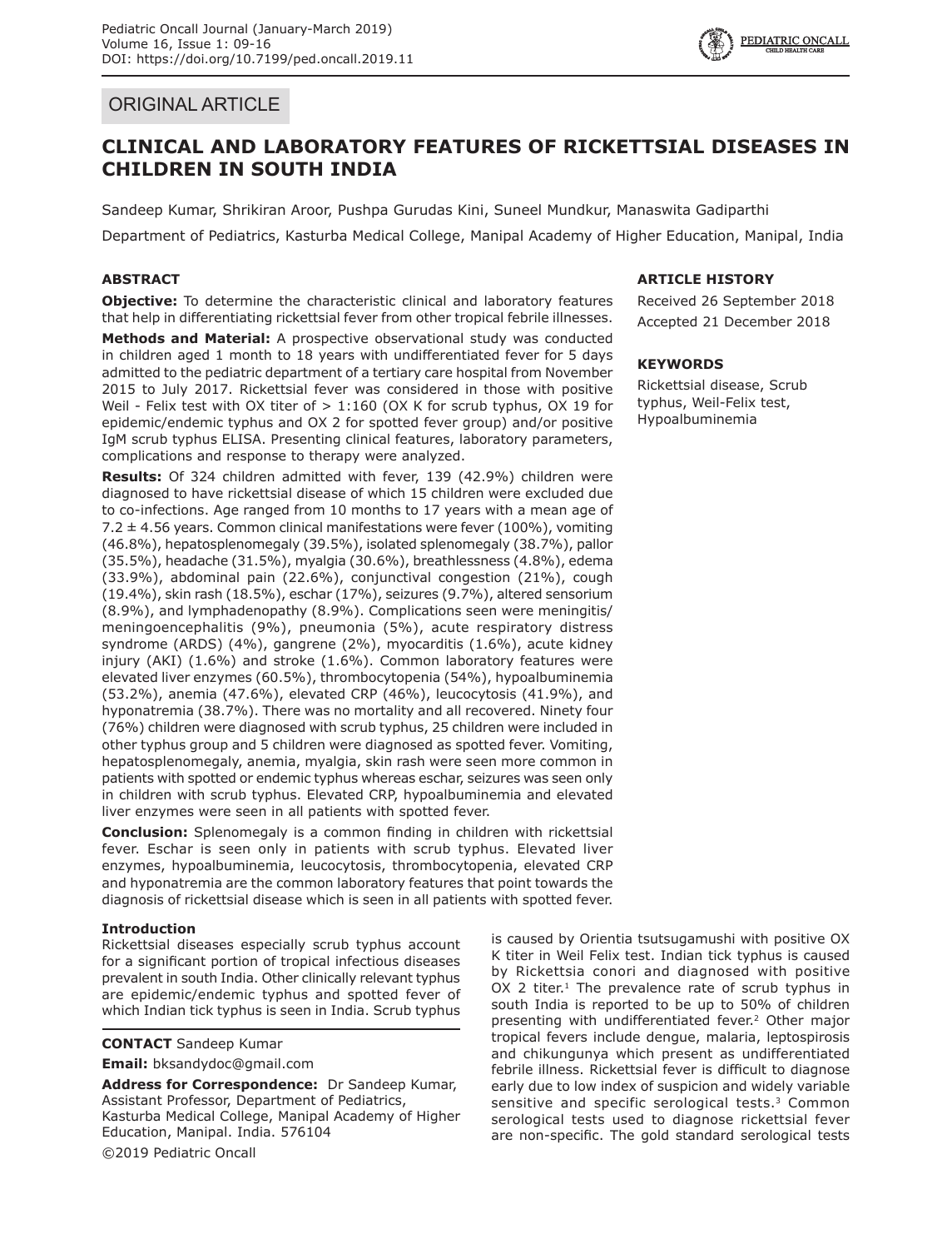ORIGINAL ARTICLE

# CLINICAL AND LABORATORY FEATURES OF RICKETTSIAL DISEASES IN CHILDREN IN SOUTH INDIA

Sandeep Kumar, Shrikiran Aroor, Pushpa Gurudas Kini, Suneel Mundkur, Manaswita Gadiparthi

Department of Pediatrics, Kasturba Medical College, Manipal Academy of Higher Education, Manipal, India

## ABSTRACT

**Objective:** To determine the characteristic clinical and laboratory features that help in differentiating rickettsial fever from other tropical febrile illnesses.

**Methods and Material:** A prospective observational study was conducted in children aged 1 month to 18 years with undifferentiated fever for 5 days admitted to the pediatric department of a tertiary care hospital from November 2015 to July 2017. Rickettsial fever was considered in those with positive Weil - Felix test with OX titer of > 1:160 (OX K for scrub typhus, OX 19 for epidemic/endemic typhus and OX 2 for spotted fever group) and/or positive IgM scrub typhus ELISA. Presenting clinical features, laboratory parameters, complications and response to therapy were analyzed.

**Results:** Of 324 children admitted with fever, 139 (42.9%) children were diagnosed to have rickettsial disease of which 15 children were excluded due to co-infections. Age ranged from 10 months to 17 years with a mean age of 7.2 ± 4.56 years. Common clinical manifestations were fever (100%), vomiting (46.8%), hepatosplenomegaly (39.5%), isolated splenomegaly (38.7%), pallor (35.5%), headache (31.5%), myalgia (30.6%), breathlessness (4.8%), edema (33.9%), abdominal pain (22.6%), conjunctival congestion (21%), cough (19.4%), skin rash (18.5%), eschar (17%), seizures (9.7%), altered sensorium (8.9%), and lymphadenopathy (8.9%). Complications seen were meningitis/meningoencephalitis (9%), pneumonia (5%), acute respiratory distress syndrome (ARDS) (4%), gangrene (2%), myocarditis (1.6%), acute kidney injury (AKI) (1.6%) and stroke (1.6%). Common laboratory features were elevated liver enzymes (60.5%), thrombocytopenia (54%), hypoalbuminemia (53.2%), anemia (47.6%), elevated CRP (46%), leucocytosis (41.9%), and hyponatremia (38.7%). There was no mortality and all recovered. Ninety four (76%) children were diagnosed with scrub typhus, 25 children were included in other typhus group and 5 children were diagnosed as spotted fever. Vomiting, hepatosplenomegaly, anemia, myalgia, skin rash were seen more common in patients with spotted or endemic typhus whereas eschar, seizures was seen only in children with scrub typhus. Elevated CRP, hypoalbuminemia and elevated liver enzymes were seen in all patients with spotted fever.

**Conclusion:** Splenomegaly is a common finding in children with rickettsial fever. Eschar is seen only in patients with scrub typhus. Elevated liver enzymes, hypoalbuminemia, leucocytosis, thrombocytopenia, elevated CRP and hyponatremia are the common laboratory features that point towards the diagnosis of rickettsial disease which is seen in all patients with spotted fever.

## ARTICLE HISTORY

Received 26 September 2018

Accepted 21 December 2018

## KEYWORDS

Rickettsial disease, Scrub typhus, Weil-Felix test, Hypoalbuminemia

## Introduction

Rickettsial diseases especially scrub typhus account for a significant portion of tropical infectious diseases prevalent in south India. Other clinically relevant typhus are epidemic/endemic typhus and spotted fever of which Indian tick typhus is seen in India. Scrub typhus is caused by Orientia tsutsugamushi with positive OX K titer in Weil Felix test. Indian tick typhus is caused by Rickettsia conori and diagnosed with positive OX 2 titer.[1] The prevalence rate of scrub typhus in south India is reported to be up to 50% of children presenting with undifferentiated fever.[2] Other major tropical fevers include dengue, malaria, leptospirosis and chikungunya which present as undifferentiated febrile illness. Rickettsial fever is difficult to diagnose early due to low index of suspicion and widely variable sensitive and specific serological tests.[3] Common serological tests used to diagnose rickettsial fever are non-specific. The gold standard serological tests

**CONTACT** Sandeep Kumar

**Email:** bksandydoc@gmail.com

**Address for Correspondence:** Dr Sandeep Kumar, Assistant Professor, Department of Pediatrics, Kasturba Medical College, Manipal Academy of Higher Education, Manipal. India. 576104

©2019 Pediatric Oncall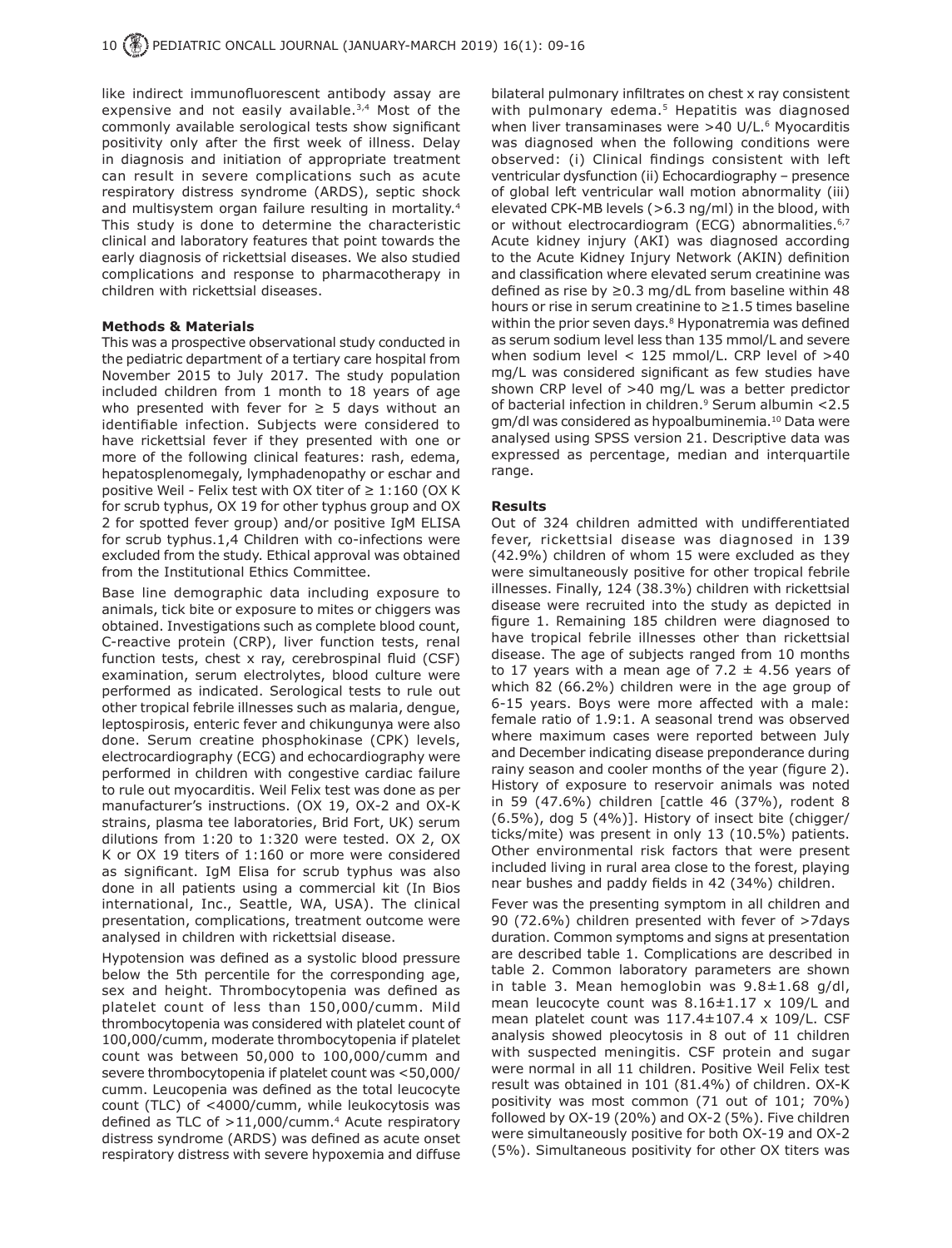like indirect immunofluorescent antibody assay are expensive and not easily available.[3,4] Most of the commonly available serological tests show significant positivity only after the first week of illness. Delay in diagnosis and initiation of appropriate treatment can result in severe complications such as acute respiratory distress syndrome (ARDS), septic shock and multisystem organ failure resulting in mortality.[4] This study is done to determine the characteristic clinical and laboratory features that point towards the early diagnosis of rickettsial diseases. We also studied complications and response to pharmacotherapy in children with rickettsial diseases.

**Methods & Materials**

This was a prospective observational study conducted in the pediatric department of a tertiary care hospital from November 2015 to July 2017. The study population included children from 1 month to 18 years of age who presented with fever for ≥ 5 days without an identifiable infection. Subjects were considered to have rickettsial fever if they presented with one or more of the following clinical features: rash, edema, hepatosplenomegaly, lymphadenopathy or eschar and positive Weil - Felix test with OX titer of ≥ 1:160 (OX K for scrub typhus, OX 19 for other typhus group and OX 2 for spotted fever group) and/or positive IgM ELISA for scrub typhus.1,4 Children with co-infections were excluded from the study. Ethical approval was obtained from the Institutional Ethics Committee.

Base line demographic data including exposure to animals, tick bite or exposure to mites or chiggers was obtained. Investigations such as complete blood count, C-reactive protein (CRP), liver function tests, renal function tests, chest x ray, cerebrospinal fluid (CSF) examination, serum electrolytes, blood culture were performed as indicated. Serological tests to rule out other tropical febrile illnesses such as malaria, dengue, leptospirosis, enteric fever and chikungunya were also done. Serum creatine phosphokinase (CPK) levels, electrocardiography (ECG) and echocardiography were performed in children with congestive cardiac failure to rule out myocarditis. Weil Felix test was done as per manufacturer's instructions. (OX 19, OX-2 and OX-K strains, plasma tee laboratories, Brid Fort, UK) serum dilutions from 1:20 to 1:320 were tested. OX 2, OX K or OX 19 titers of 1:160 or more were considered as significant. IgM Elisa for scrub typhus was also done in all patients using a commercial kit (In Bios international, Inc., Seattle, WA, USA). The clinical presentation, complications, treatment outcome were analysed in children with rickettsial disease.

Hypotension was defined as a systolic blood pressure below the 5th percentile for the corresponding age, sex and height. Thrombocytopenia was defined as platelet count of less than 150,000/cumm. Mild thrombocytopenia was considered with platelet count of 100,000/cumm, moderate thrombocytopenia if platelet count was between 50,000 to 100,000/cumm and severe thrombocytopenia if platelet count was <50,000/cumm. Leucopenia was defined as the total leucocyte count (TLC) of <4000/cumm, while leukocytosis was defined as TLC of >11,000/cumm.[4] Acute respiratory distress syndrome (ARDS) was defined as acute onset respiratory distress with severe hypoxemia and diffuse bilateral pulmonary infiltrates on chest x ray consistent with pulmonary edema.[5] Hepatitis was diagnosed when liver transaminases were >40 U/L.[6] Myocarditis was diagnosed when the following conditions were observed: (i) Clinical findings consistent with left ventricular dysfunction (ii) Echocardiography – presence of global left ventricular wall motion abnormality (iii) elevated CPK-MB levels (>6.3 ng/ml) in the blood, with or without electrocardiogram (ECG) abnormalities.[6,7] Acute kidney injury (AKI) was diagnosed according to the Acute Kidney Injury Network (AKIN) definition and classification where elevated serum creatinine was defined as rise by ≥0.3 mg/dL from baseline within 48 hours or rise in serum creatinine to ≥1.5 times baseline within the prior seven days.[8] Hyponatremia was defined as serum sodium level less than 135 mmol/L and severe when sodium level < 125 mmol/L. CRP level of >40 mg/L was considered significant as few studies have shown CRP level of >40 mg/L was a better predictor of bacterial infection in children.[9] Serum albumin <2.5 gm/dl was considered as hypoalbuminemia.[10] Data were analysed using SPSS version 21. Descriptive data was expressed as percentage, median and interquartile range.

**Results**

Out of 324 children admitted with undifferentiated fever, rickettsial disease was diagnosed in 139 (42.9%) children of whom 15 were excluded as they were simultaneously positive for other tropical febrile illnesses. Finally, 124 (38.3%) children with rickettsial disease were recruited into the study as depicted in figure 1. Remaining 185 children were diagnosed to have tropical febrile illnesses other than rickettsial disease. The age of subjects ranged from 10 months to 17 years with a mean age of 7.2 ± 4.56 years of which 82 (66.2%) children were in the age group of 6-15 years. Boys were more affected with a male: female ratio of 1.9:1. A seasonal trend was observed where maximum cases were reported between July and December indicating disease preponderance during rainy season and cooler months of the year (figure 2). History of exposure to reservoir animals was noted in 59 (47.6%) children [cattle 46 (37%), rodent 8 (6.5%), dog 5 (4%)]. History of insect bite (chigger/ticks/mite) was present in only 13 (10.5%) patients. Other environmental risk factors that were present included living in rural area close to the forest, playing near bushes and paddy fields in 42 (34%) children.

Fever was the presenting symptom in all children and 90 (72.6%) children presented with fever of >7days duration. Common symptoms and signs at presentation are described table 1. Complications are described in table 2. Common laboratory parameters are shown in table 3. Mean hemoglobin was 9.8±1.68 g/dl, mean leucocyte count was 8.16±1.17 x 109/L and mean platelet count was 117.4±107.4 x 109/L. CSF analysis showed pleocytosis in 8 out of 11 children with suspected meningitis. CSF protein and sugar were normal in all 11 children. Positive Weil Felix test result was obtained in 101 (81.4%) of children. OX-K positivity was most common (71 out of 101; 70%) followed by OX-19 (20%) and OX-2 (5%). Five children were simultaneously positive for both OX-19 and OX-2 (5%). Simultaneous positivity for other OX titers was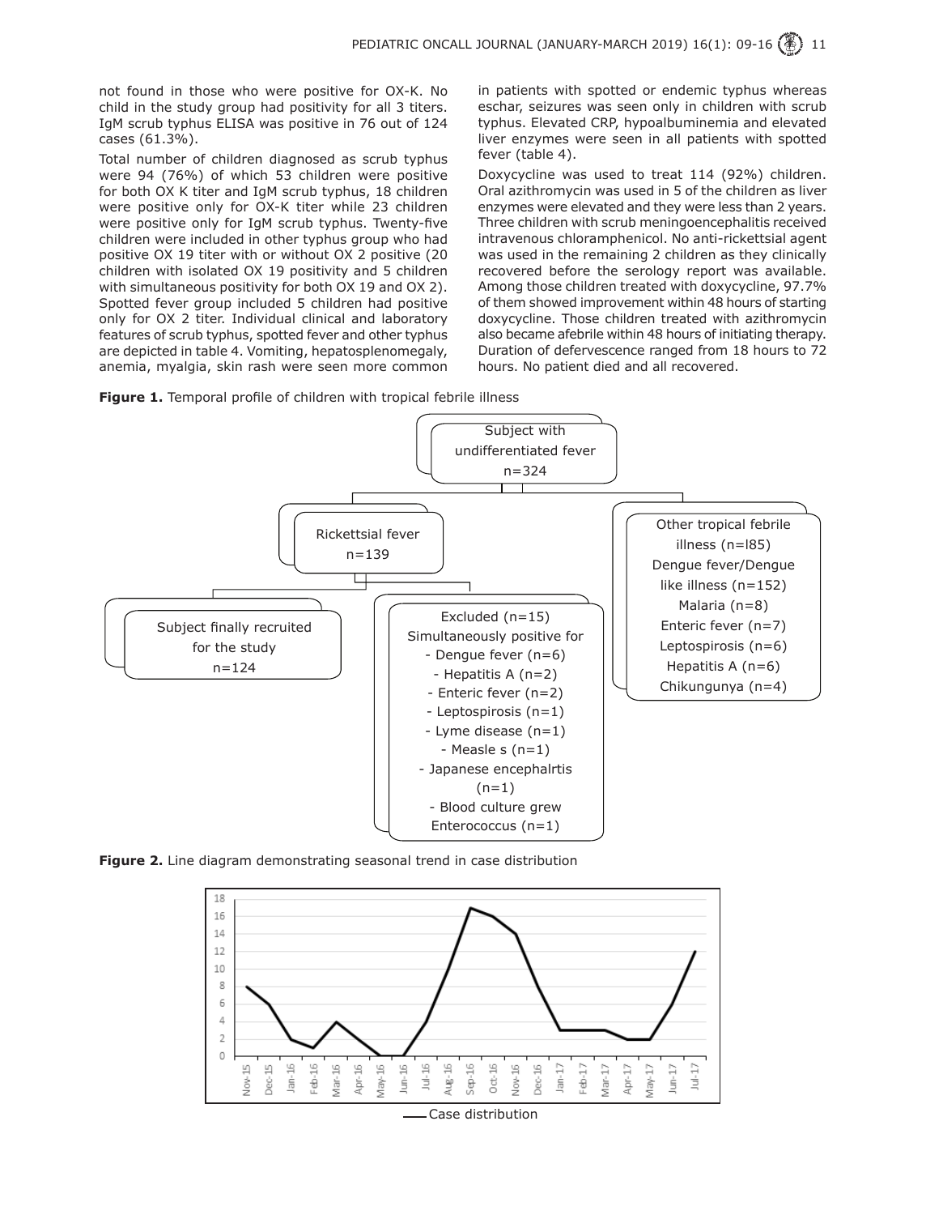not found in those who were positive for OX-K. No child in the study group had positivity for all 3 titers. IgM scrub typhus ELISA was positive in 76 out of 124 cases (61.3%).

Total number of children diagnosed as scrub typhus were 94 (76%) of which 53 children were positive for both OX K titer and IgM scrub typhus, 18 children were positive only for OX-K titer while 23 children were positive only for IgM scrub typhus. Twenty-five children were included in other typhus group who had positive OX 19 titer with or without OX 2 positive (20 children with isolated OX 19 positivity and 5 children with simultaneous positivity for both OX 19 and OX 2). Spotted fever group included 5 children had positive only for OX 2 titer. Individual clinical and laboratory features of scrub typhus, spotted fever and other typhus are depicted in table 4. Vomiting, hepatosplenomegaly, anemia, myalgia, skin rash were seen more common in patients with spotted or endemic typhus whereas eschar, seizures was seen only in children with scrub typhus. Elevated CRP, hypoalbuminemia and elevated liver enzymes were seen in all patients with spotted fever (table 4).

Doxycycline was used to treat 114 (92%) children. Oral azithromycin was used in 5 of the children as liver enzymes were elevated and they were less than 2 years. Three children with scrub meningoencephalitis received intravenous chloramphenicol. No anti-rickettsial agent was used in the remaining 2 children as they clinically recovered before the serology report was available. Among those children treated with doxycycline, 97.7% of them showed improvement within 48 hours of starting doxycycline. Those children treated with azithromycin also became afebrile within 48 hours of initiating therapy. Duration of defervescence ranged from 18 hours to 72 hours. No patient died and all recovered.

**Figure 1.** Temporal profile of children with tropical febrile illness

Subject with undifferentiated fever n=324

- Rickettsial fever n=139
  - Subject finally recruited for the study n=124
  - Excluded (n=15) Simultaneously positive for
    - Dengue fever (n=6)
    - Hepatitis A (n=2)
    - Enteric fever (n=2)
    - Leptospirosis (n=1)
    - Lyme disease (n=1)
    - Measle s (n=1)
    - Japanese encephalrtis (n=1)
    - Blood culture grew Enterococcus (n=1)
- Other tropical febrile illness (n=l85)
  - Dengue fever/Dengue like illness (n=152)
  - Malaria (n=8)
  - Enteric fever (n=7)
  - Leptospirosis (n=6)
  - Hepatitis A (n=6)
  - Chikungunya (n=4)

**Figure 2.** Line diagram demonstrating seasonal trend in case distribution

| Month | Nov-15 | Dec-15 | Jan-16 | Feb-16 | Mar-16 | Apr-16 | May-16 | Jun-16 | Jul-16 | Aug-16 | Sep-16 | Oct-16 | Nov-16 | Dec-16 | Jan-17 | Feb-17 | Mar-17 | Apr-17 | May-17 | Jun-17 | Jul-17 |
|---|---|---|---|---|---|---|---|---|---|---|---|---|---|---|---|---|---|---|---|---|---|
| Case distribution | 8 | 6 | 2 | 1 | 4 | 2 | 0 | 0 | 4 | 10 | 17 | 16 | 14 | 8 | 3 | 3 | 3 | 2 | 2 | 6 | 12 |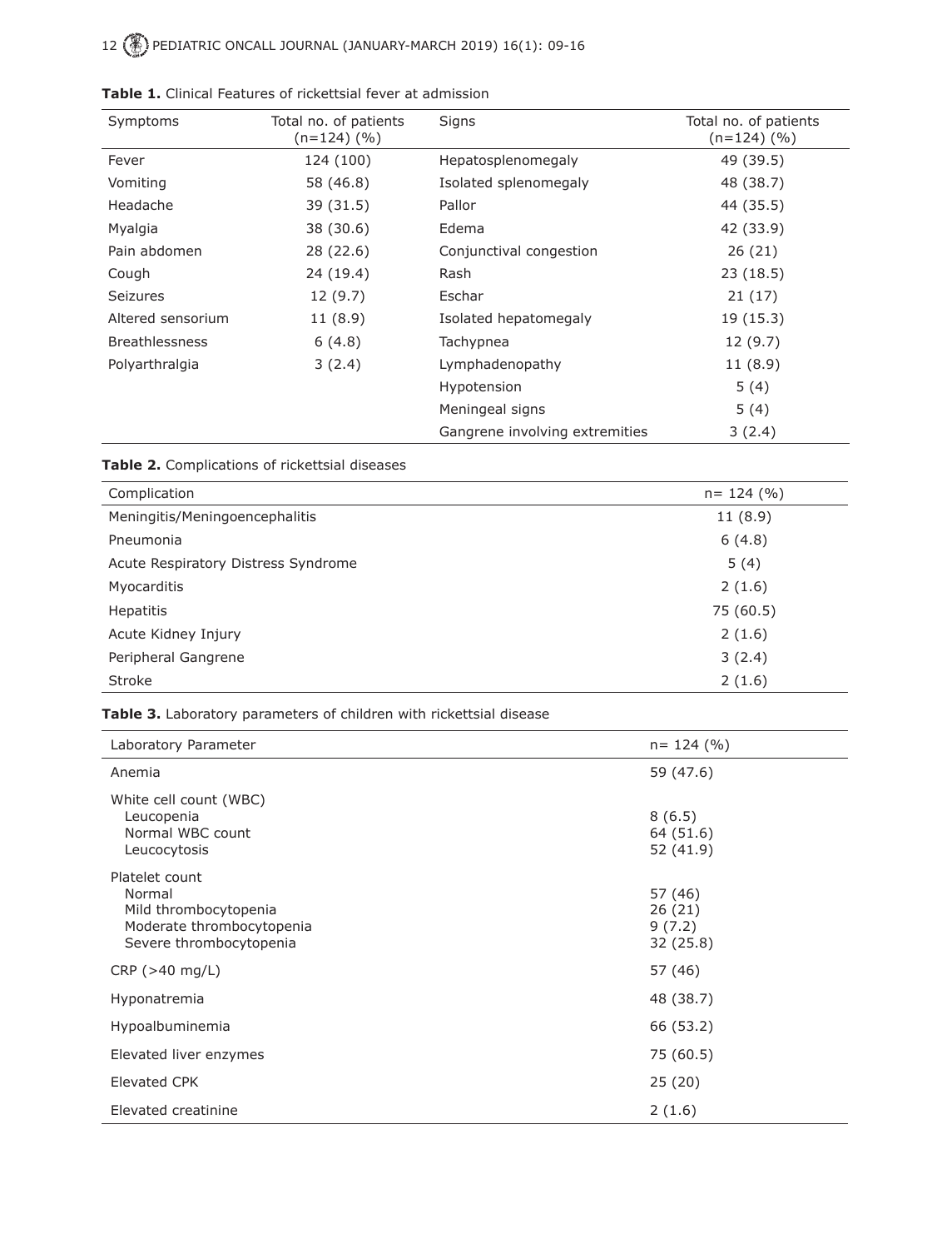**Table 1.** Clinical Features of rickettsial fever at admission

| Symptoms | Total no. of patients (n=124) (%) | Signs | Total no. of patients (n=124) (%) |
|---|---|---|---|
| Fever | 124 (100) | Hepatosplenomegaly | 49 (39.5) |
| Vomiting | 58 (46.8) | Isolated splenomegaly | 48 (38.7) |
| Headache | 39 (31.5) | Pallor | 44 (35.5) |
| Myalgia | 38 (30.6) | Edema | 42 (33.9) |
| Pain abdomen | 28 (22.6) | Conjunctival congestion | 26 (21) |
| Cough | 24 (19.4) | Rash | 23 (18.5) |
| Seizures | 12 (9.7) | Eschar | 21 (17) |
| Altered sensorium | 11 (8.9) | Isolated hepatomegaly | 19 (15.3) |
| Breathlessness | 6 (4.8) | Tachypnea | 12 (9.7) |
| Polyarthralgia | 3 (2.4) | Lymphadenopathy | 11 (8.9) |
| | | Hypotension | 5 (4) |
| | | Meningeal signs | 5 (4) |
| | | Gangrene involving extremities | 3 (2.4) |

**Table 2.** Complications of rickettsial diseases

| Complication | n= 124 (%) |
|---|---|
| Meningitis/Meningoencephalitis | 11 (8.9) |
| Pneumonia | 6 (4.8) |
| Acute Respiratory Distress Syndrome | 5 (4) |
| Myocarditis | 2 (1.6) |
| Hepatitis | 75 (60.5) |
| Acute Kidney Injury | 2 (1.6) |
| Peripheral Gangrene | 3 (2.4) |
| Stroke | 2 (1.6) |

**Table 3.** Laboratory parameters of children with rickettsial disease

| Laboratory Parameter | n= 124 (%) |
|---|---|
| Anemia | 59 (47.6) |
| White cell count (WBC) | |
| Leucopenia | 8 (6.5) |
| Normal WBC count | 64 (51.6) |
| Leucocytosis | 52 (41.9) |
| Platelet count | |
| Normal | 57 (46) |
| Mild thrombocytopenia | 26 (21) |
| Moderate thrombocytopenia | 9 (7.2) |
| Severe thrombocytopenia | 32 (25.8) |
| CRP (>40 mg/L) | 57 (46) |
| Hyponatremia | 48 (38.7) |
| Hypoalbuminemia | 66 (53.2) |
| Elevated liver enzymes | 75 (60.5) |
| Elevated CPK | 25 (20) |
| Elevated creatinine | 2 (1.6) |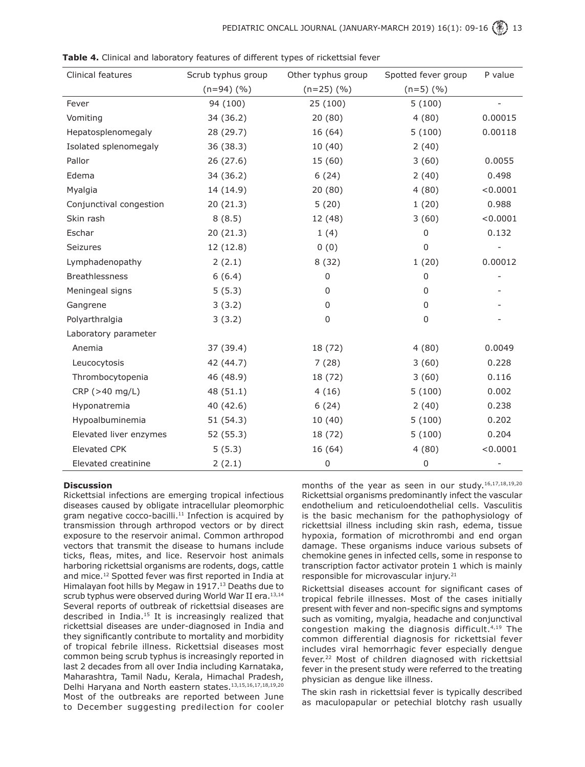**Table 4.** Clinical and laboratory features of different types of rickettsial fever

| Clinical features | Scrub typhus group (n=94) (%) | Other typhus group (n=25) (%) | Spotted fever group (n=5) (%) | P value |
|---|---|---|---|---|
| Fever | 94 (100) | 25 (100) | 5 (100) | - |
| Vomiting | 34 (36.2) | 20 (80) | 4 (80) | 0.00015 |
| Hepatosplenomegaly | 28 (29.7) | 16 (64) | 5 (100) | 0.00118 |
| Isolated splenomegaly | 36 (38.3) | 10 (40) | 2 (40) | |
| Pallor | 26 (27.6) | 15 (60) | 3 (60) | 0.0055 |
| Edema | 34 (36.2) | 6 (24) | 2 (40) | 0.498 |
| Myalgia | 14 (14.9) | 20 (80) | 4 (80) | <0.0001 |
| Conjunctival congestion | 20 (21.3) | 5 (20) | 1 (20) | 0.988 |
| Skin rash | 8 (8.5) | 12 (48) | 3 (60) | <0.0001 |
| Eschar | 20 (21.3) | 1 (4) | 0 | 0.132 |
| Seizures | 12 (12.8) | 0 (0) | 0 | - |
| Lymphadenopathy | 2 (2.1) | 8 (32) | 1 (20) | 0.00012 |
| Breathlessness | 6 (6.4) | 0 | 0 | - |
| Meningeal signs | 5 (5.3) | 0 | 0 | - |
| Gangrene | 3 (3.2) | 0 | 0 | - |
| Polyarthralgia | 3 (3.2) | 0 | 0 | - |
| Laboratory parameter | | | | |
| Anemia | 37 (39.4) | 18 (72) | 4 (80) | 0.0049 |
| Leucocytosis | 42 (44.7) | 7 (28) | 3 (60) | 0.228 |
| Thrombocytopenia | 46 (48.9) | 18 (72) | 3 (60) | 0.116 |
| CRP (>40 mg/L) | 48 (51.1) | 4 (16) | 5 (100) | 0.002 |
| Hyponatremia | 40 (42.6) | 6 (24) | 2 (40) | 0.238 |
| Hypoalbuminemia | 51 (54.3) | 10 (40) | 5 (100) | 0.202 |
| Elevated liver enzymes | 52 (55.3) | 18 (72) | 5 (100) | 0.204 |
| Elevated CPK | 5 (5.3) | 16 (64) | 4 (80) | <0.0001 |
| Elevated creatinine | 2 (2.1) | 0 | 0 | - |

## Discussion

Rickettsial infections are emerging tropical infectious diseases caused by obligate intracellular pleomorphic gram negative cocco-bacilli.[11] Infection is acquired by transmission through arthropod vectors or by direct exposure to the reservoir animal. Common arthropod vectors that transmit the disease to humans include ticks, fleas, mites, and lice. Reservoir host animals harboring rickettsial organisms are rodents, dogs, cattle and mice.[12] Spotted fever was first reported in India at Himalayan foot hills by Megaw in 1917.[13] Deaths due to scrub typhus were observed during World War II era.[13,14] Several reports of outbreak of rickettsial diseases are described in India.[15] It is increasingly realized that rickettsial diseases are under-diagnosed in India and they significantly contribute to mortality and morbidity of tropical febrile illness. Rickettsial diseases most common being scrub typhus is increasingly reported in last 2 decades from all over India including Karnataka, Maharashtra, Tamil Nadu, Kerala, Himachal Pradesh, Delhi Haryana and North eastern states.[13,15,16,17,18,19,20] Most of the outbreaks are reported between June to December suggesting predilection for cooler months of the year as seen in our study.[16,17,18,19,20] Rickettsial organisms predominantly infect the vascular endothelium and reticuloendothelial cells. Vasculitis is the basic mechanism for the pathophysiology of rickettsial illness including skin rash, edema, tissue hypoxia, formation of microthrombi and end organ damage. These organisms induce various subsets of chemokine genes in infected cells, some in response to transcription factor activator protein 1 which is mainly responsible for microvascular injury.[21]

Rickettsial diseases account for significant cases of tropical febrile illnesses. Most of the cases initially present with fever and non-specific signs and symptoms such as vomiting, myalgia, headache and conjunctival congestion making the diagnosis difficult.[4,19] The common differential diagnosis for rickettsial fever includes viral hemorrhagic fever especially dengue fever.[22] Most of children diagnosed with rickettsial fever in the present study were referred to the treating physician as dengue like illness.

The skin rash in rickettsial fever is typically described as maculopapular or petechial blotchy rash usually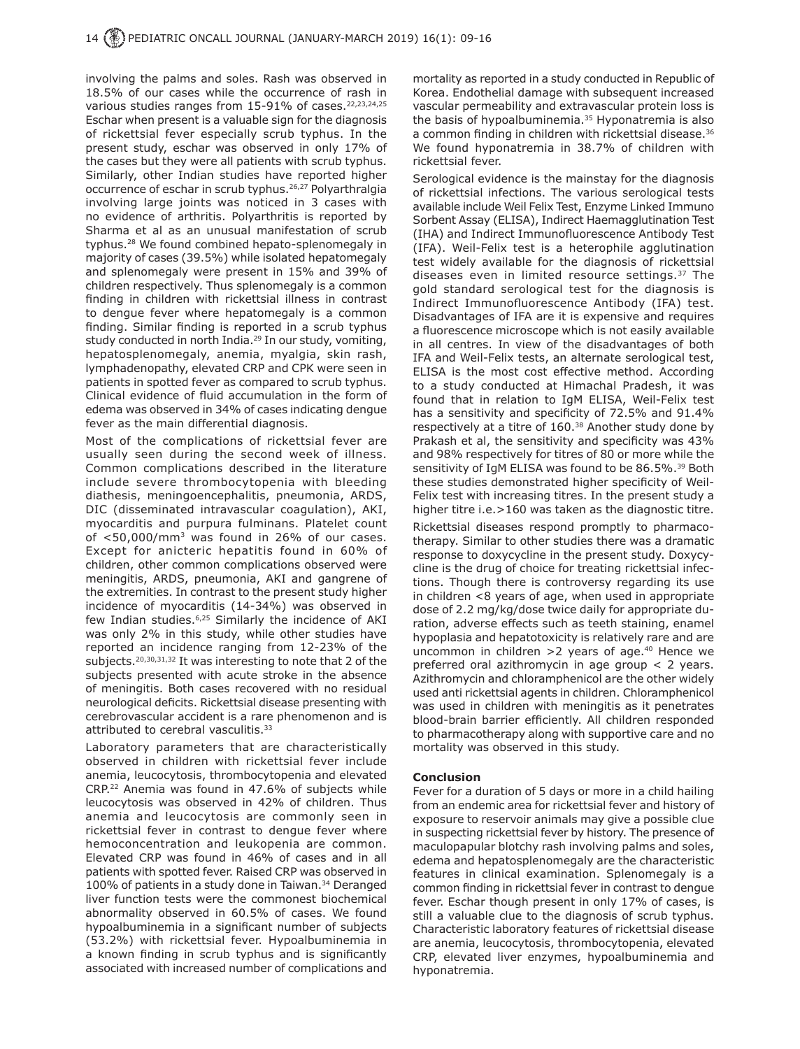involving the palms and soles. Rash was observed in 18.5% of our cases while the occurrence of rash in various studies ranges from 15-91% of cases.[22,23,24,25] Eschar when present is a valuable sign for the diagnosis of rickettsial fever especially scrub typhus. In the present study, eschar was observed in only 17% of the cases but they were all patients with scrub typhus. Similarly, other Indian studies have reported higher occurrence of eschar in scrub typhus.[26,27] Polyarthralgia involving large joints was noticed in 3 cases with no evidence of arthritis. Polyarthritis is reported by Sharma et al as an unusual manifestation of scrub typhus.[28] We found combined hepato-splenomegaly in majority of cases (39.5%) while isolated hepatomegaly and splenomegaly were present in 15% and 39% of children respectively. Thus splenomegaly is a common finding in children with rickettsial illness in contrast to dengue fever where hepatomegaly is a common finding. Similar finding is reported in a scrub typhus study conducted in north India.[29] In our study, vomiting, hepatosplenomegaly, anemia, myalgia, skin rash, lymphadenopathy, elevated CRP and CPK were seen in patients in spotted fever as compared to scrub typhus. Clinical evidence of fluid accumulation in the form of edema was observed in 34% of cases indicating dengue fever as the main differential diagnosis.

Most of the complications of rickettsial fever are usually seen during the second week of illness. Common complications described in the literature include severe thrombocytopenia with bleeding diathesis, meningoencephalitis, pneumonia, ARDS, DIC (disseminated intravascular coagulation), AKI, myocarditis and purpura fulminans. Platelet count of <50,000/mm$^3$ was found in 26% of our cases. Except for anicteric hepatitis found in 60% of children, other common complications observed were meningitis, ARDS, pneumonia, AKI and gangrene of the extremities. In contrast to the present study higher incidence of myocarditis (14-34%) was observed in few Indian studies.[6,25] Similarly the incidence of AKI was only 2% in this study, while other studies have reported an incidence ranging from 12-23% of the subjects.[20,30,31,32] It was interesting to note that 2 of the subjects presented with acute stroke in the absence of meningitis. Both cases recovered with no residual neurological deficits. Rickettsial disease presenting with cerebrovascular accident is a rare phenomenon and is attributed to cerebral vasculitis.[33]

Laboratory parameters that are characteristically observed in children with rickettsial fever include anemia, leucocytosis, thrombocytopenia and elevated CRP.[22] Anemia was found in 47.6% of subjects while leucocytosis was observed in 42% of children. Thus anemia and leucocytosis are commonly seen in rickettsial fever in contrast to dengue fever where hemoconcentration and leukopenia are common. Elevated CRP was found in 46% of cases and in all patients with spotted fever. Raised CRP was observed in 100% of patients in a study done in Taiwan.[34] Deranged liver function tests were the commonest biochemical abnormality observed in 60.5% of cases. We found hypoalbuminemia in a significant number of subjects (53.2%) with rickettsial fever. Hypoalbuminemia in a known finding in scrub typhus and is significantly associated with increased number of complications and mortality as reported in a study conducted in Republic of Korea. Endothelial damage with subsequent increased vascular permeability and extravascular protein loss is the basis of hypoalbuminemia.[35] Hyponatremia is also a common finding in children with rickettsial disease.[36] We found hyponatremia in 38.7% of children with rickettsial fever.

Serological evidence is the mainstay for the diagnosis of rickettsial infections. The various serological tests available include Weil Felix Test, Enzyme Linked Immuno Sorbent Assay (ELISA), Indirect Haemagglutination Test (IHA) and Indirect Immunofluorescence Antibody Test (IFA). Weil-Felix test is a heterophile agglutination test widely available for the diagnosis of rickettsial diseases even in limited resource settings.[37] The gold standard serological test for the diagnosis is Indirect Immunofluorescence Antibody (IFA) test. Disadvantages of IFA are it is expensive and requires a fluorescence microscope which is not easily available in all centres. In view of the disadvantages of both IFA and Weil-Felix tests, an alternate serological test, ELISA is the most cost effective method. According to a study conducted at Himachal Pradesh, it was found that in relation to IgM ELISA, Weil-Felix test has a sensitivity and specificity of 72.5% and 91.4% respectively at a titre of 160.[38] Another study done by Prakash et al, the sensitivity and specificity was 43% and 98% respectively for titres of 80 or more while the sensitivity of IgM ELISA was found to be 86.5%.[39] Both these studies demonstrated higher specificity of Weil-Felix test with increasing titres. In the present study a higher titre i.e.>160 was taken as the diagnostic titre.

Rickettsial diseases respond promptly to pharmacotherapy. Similar to other studies there was a dramatic response to doxycycline in the present study. Doxycycline is the drug of choice for treating rickettsial infections. Though there is controversy regarding its use in children <8 years of age, when used in appropriate dose of 2.2 mg/kg/dose twice daily for appropriate duration, adverse effects such as teeth staining, enamel hypoplasia and hepatotoxicity is relatively rare and are uncommon in children >2 years of age.[40] Hence we preferred oral azithromycin in age group < 2 years. Azithromycin and chloramphenicol are the other widely used anti rickettsial agents in children. Chloramphenicol was used in children with meningitis as it penetrates blood-brain barrier efficiently. All children responded to pharmacotherapy along with supportive care and no mortality was observed in this study.

## Conclusion

Fever for a duration of 5 days or more in a child hailing from an endemic area for rickettsial fever and history of exposure to reservoir animals may give a possible clue in suspecting rickettsial fever by history. The presence of maculopapular blotchy rash involving palms and soles, edema and hepatosplenomegaly are the characteristic features in clinical examination. Splenomegaly is a common finding in rickettsial fever in contrast to dengue fever. Eschar though present in only 17% of cases, is still a valuable clue to the diagnosis of scrub typhus. Characteristic laboratory features of rickettsial disease are anemia, leucocytosis, thrombocytopenia, elevated CRP, elevated liver enzymes, hypoalbuminemia and hyponatremia.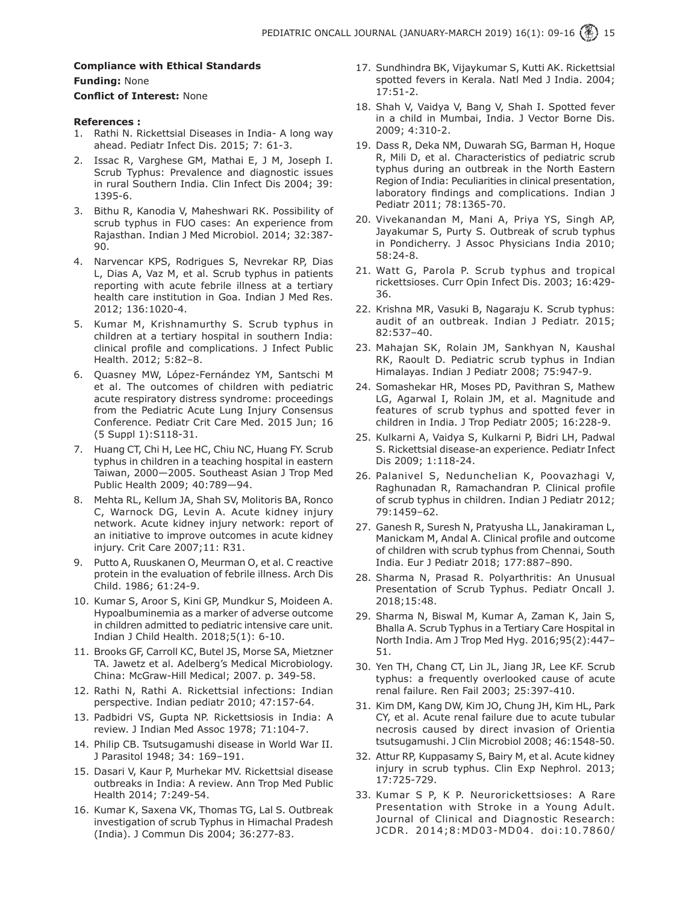**Compliance with Ethical Standards**

**Funding:** None

**Conflict of Interest:** None

**References :**

1. Rathi N. Rickettsial Diseases in India- A long way ahead. Pediatr Infect Dis. 2015; 7: 61-3.
2. Issac R, Varghese GM, Mathai E, J M, Joseph I. Scrub Typhus: Prevalence and diagnostic issues in rural Southern India. Clin Infect Dis 2004; 39: 1395-6.
3. Bithu R, Kanodia V, Maheshwari RK. Possibility of scrub typhus in FUO cases: An experience from Rajasthan. Indian J Med Microbiol. 2014; 32:387-90.
4. Narvencar KPS, Rodrigues S, Nevrekar RP, Dias L, Dias A, Vaz M, et al. Scrub typhus in patients reporting with acute febrile illness at a tertiary health care institution in Goa. Indian J Med Res. 2012; 136:1020-4.
5. Kumar M, Krishnamurthy S. Scrub typhus in children at a tertiary hospital in southern India: clinical profile and complications. J Infect Public Health. 2012; 5:82–8.
6. Quasney MW, López-Fernández YM, Santschi M et al. The outcomes of children with pediatric acute respiratory distress syndrome: proceedings from the Pediatric Acute Lung Injury Consensus Conference. Pediatr Crit Care Med. 2015 Jun; 16 (5 Suppl 1):S118-31.
7. Huang CT, Chi H, Lee HC, Chiu NC, Huang FY. Scrub typhus in children in a teaching hospital in eastern Taiwan, 2000—2005. Southeast Asian J Trop Med Public Health 2009; 40:789—94.
8. Mehta RL, Kellum JA, Shah SV, Molitoris BA, Ronco C, Warnock DG, Levin A. Acute kidney injury network. Acute kidney injury network: report of an initiative to improve outcomes in acute kidney injury. Crit Care 2007;11: R31.
9. Putto A, Ruuskanen O, Meurman O, et al. C reactive protein in the evaluation of febrile illness. Arch Dis Child. 1986; 61:24-9.
10. Kumar S, Aroor S, Kini GP, Mundkur S, Moideen A. Hypoalbuminemia as a marker of adverse outcome in children admitted to pediatric intensive care unit. Indian J Child Health. 2018;5(1): 6-10.
11. Brooks GF, Carroll KC, Butel JS, Morse SA, Mietzner TA. Jawetz et al. Adelberg's Medical Microbiology. China: McGraw-Hill Medical; 2007. p. 349-58.
12. Rathi N, Rathi A. Rickettsial infections: Indian perspective. Indian pediatr 2010; 47:157-64.
13. Padbidri VS, Gupta NP. Rickettsiosis in India: A review. J Indian Med Assoc 1978; 71:104-7.
14. Philip CB. Tsutsugamushi disease in World War II. J Parasitol 1948; 34: 169–191.
15. Dasari V, Kaur P, Murhekar MV. Rickettsial disease outbreaks in India: A review. Ann Trop Med Public Health 2014; 7:249-54.
16. Kumar K, Saxena VK, Thomas TG, Lal S. Outbreak investigation of scrub Typhus in Himachal Pradesh (India). J Commun Dis 2004; 36:277-83.
17. Sundhindra BK, Vijaykumar S, Kutti AK. Rickettsial spotted fevers in Kerala. Natl Med J India. 2004; 17:51-2.
18. Shah V, Vaidya V, Bang V, Shah I. Spotted fever in a child in Mumbai, India. J Vector Borne Dis. 2009; 4:310-2.
19. Dass R, Deka NM, Duwarah SG, Barman H, Hoque R, Mili D, et al. Characteristics of pediatric scrub typhus during an outbreak in the North Eastern Region of India: Peculiarities in clinical presentation, laboratory findings and complications. Indian J Pediatr 2011; 78:1365-70.
20. Vivekanandan M, Mani A, Priya YS, Singh AP, Jayakumar S, Purty S. Outbreak of scrub typhus in Pondicherry. J Assoc Physicians India 2010; 58:24-8.
21. Watt G, Parola P. Scrub typhus and tropical rickettsioses. Curr Opin Infect Dis. 2003; 16:429-36.
22. Krishna MR, Vasuki B, Nagaraju K. Scrub typhus: audit of an outbreak. Indian J Pediatr. 2015; 82:537–40.
23. Mahajan SK, Rolain JM, Sankhyan N, Kaushal RK, Raoult D. Pediatric scrub typhus in Indian Himalayas. Indian J Pediatr 2008; 75:947-9.
24. Somashekar HR, Moses PD, Pavithran S, Mathew LG, Agarwal I, Rolain JM, et al. Magnitude and features of scrub typhus and spotted fever in children in India. J Trop Pediatr 2005; 16:228-9.
25. Kulkarni A, Vaidya S, Kulkarni P, Bidri LH, Padwal S. Rickettsial disease-an experience. Pediatr Infect Dis 2009; 1:118-24.
26. Palanivel S, Nedunchelian K, Poovazhagi V, Raghunadan R, Ramachandran P. Clinical profile of scrub typhus in children. Indian J Pediatr 2012; 79:1459–62.
27. Ganesh R, Suresh N, Pratyusha LL, Janakiraman L, Manickam M, Andal A. Clinical profile and outcome of children with scrub typhus from Chennai, South India. Eur J Pediatr 2018; 177:887–890.
28. Sharma N, Prasad R. Polyarthritis: An Unusual Presentation of Scrub Typhus. Pediatr Oncall J. 2018;15:48.
29. Sharma N, Biswal M, Kumar A, Zaman K, Jain S, Bhalla A. Scrub Typhus in a Tertiary Care Hospital in North India. Am J Trop Med Hyg. 2016;95(2):447–51.
30. Yen TH, Chang CT, Lin JL, Jiang JR, Lee KF. Scrub typhus: a frequently overlooked cause of acute renal failure. Ren Fail 2003; 25:397-410.
31. Kim DM, Kang DW, Kim JO, Chung JH, Kim HL, Park CY, et al. Acute renal failure due to acute tubular necrosis caused by direct invasion of Orientia tsutsugamushi. J Clin Microbiol 2008; 46:1548-50.
32. Attur RP, Kuppasamy S, Bairy M, et al. Acute kidney injury in scrub typhus. Clin Exp Nephrol. 2013; 17:725-729.
33. Kumar S P, K P. Neurorickettsioses: A Rare Presentation with Stroke in a Young Adult. Journal of Clinical and Diagnostic Research: JCDR. 2014;8:MD03-MD04. doi:10.7860/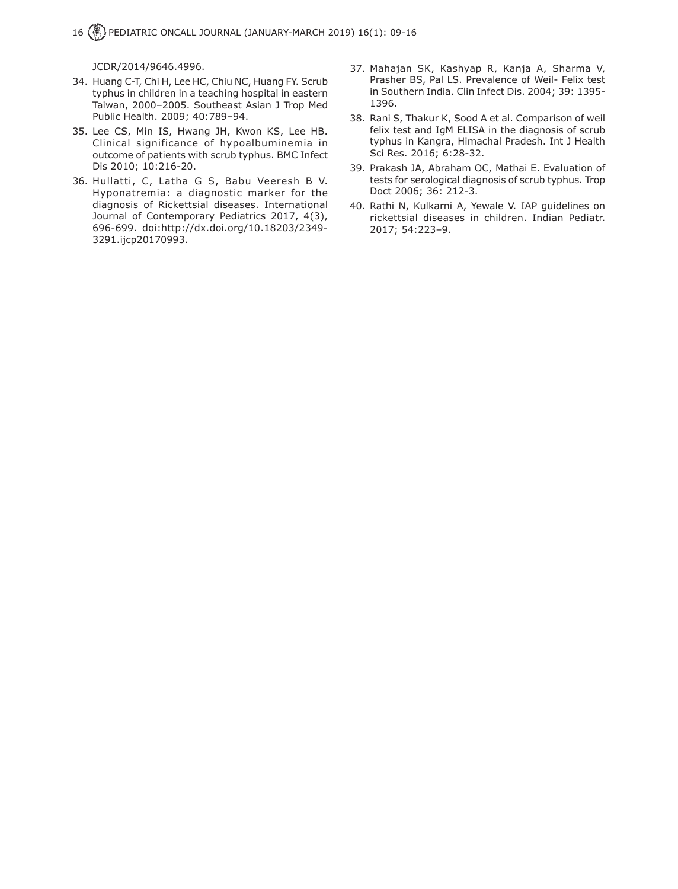JCDR/2014/9646.4996.

34. Huang C-T, Chi H, Lee HC, Chiu NC, Huang FY. Scrub typhus in children in a teaching hospital in eastern Taiwan, 2000–2005. Southeast Asian J Trop Med Public Health. 2009; 40:789–94.
35. Lee CS, Min IS, Hwang JH, Kwon KS, Lee HB. Clinical significance of hypoalbuminemia in outcome of patients with scrub typhus. BMC Infect Dis 2010; 10:216-20.
36. Hullatti, C, Latha G S, Babu Veeresh B V. Hyponatremia: a diagnostic marker for the diagnosis of Rickettsial diseases. International Journal of Contemporary Pediatrics 2017, 4(3), 696-699. doi:http://dx.doi.org/10.18203/2349-3291.ijcp20170993.
37. Mahajan SK, Kashyap R, Kanja A, Sharma V, Prasher BS, Pal LS. Prevalence of Weil- Felix test in Southern India. Clin Infect Dis. 2004; 39: 1395-1396.
38. Rani S, Thakur K, Sood A et al. Comparison of weil felix test and IgM ELISA in the diagnosis of scrub typhus in Kangra, Himachal Pradesh. Int J Health Sci Res. 2016; 6:28-32.
39. Prakash JA, Abraham OC, Mathai E. Evaluation of tests for serological diagnosis of scrub typhus. Trop Doct 2006; 36: 212-3.
40. Rathi N, Kulkarni A, Yewale V. IAP guidelines on rickettsial diseases in children. Indian Pediatr. 2017; 54:223–9.